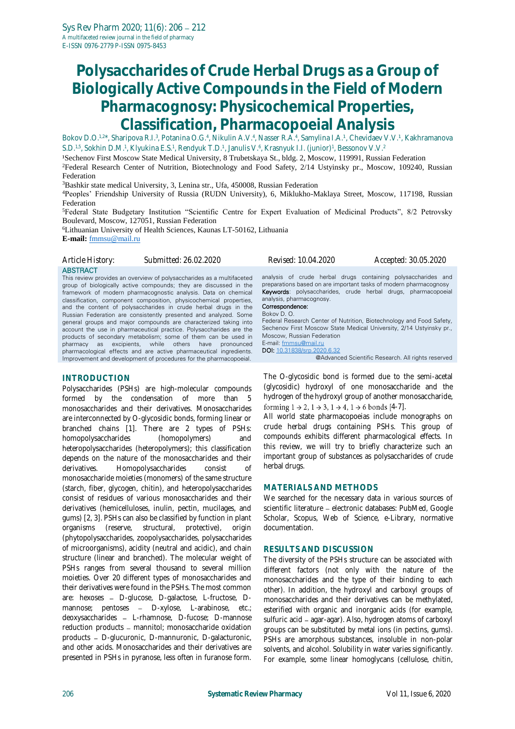# Polysaccharides of Crude Herbal Drugs as a Group of Biologically Active Compounds in the Field of Modern Pharmacognosy: Physicochemical Properties, Classification, Pharmacopoeial Analysis

Bokov D.O.[1,2*], Sharipova R.I.[3], Potanina O.G.[4], Nikulin A.V.[4], Nasser R.A.[4], Samylina I.A.[1], Chevidaev V.V.[1], Kakhramanova S.D.[1,5], Sokhin D.M.[1], Klyukina E.S.[1], Rendyuk T.D.[1], Janulis V.[6], Krasnyuk I.I. (junior)[1], Bessonov V.V.[2]

[1]Sechenov First Moscow State Medical University, 8 Trubetskaya St., bldg. 2, Moscow, 119991, Russian Federation
[2]Federal Research Center of Nutrition, Biotechnology and Food Safety, 2/14 Ustyinsky pr., Moscow, 109240, Russian Federation
[3]Bashkir state medical University, 3, Lenina str., Ufa, 450008, Russian Federation
[4]Peoples' Friendship University of Russia (RUDN University), 6, Miklukho-Maklaya Street, Moscow, 117198, Russian Federation
[5]Federal State Budgetary Institution "Scientific Centre for Expert Evaluation of Medicinal Products", 8/2 Petrovsky Boulevard, Moscow, 127051, Russian Federation
[6]Lithuanian University of Health Sciences, Kaunas LT-50162, Lithuania

**E-mail:** fmmsu@mail.ru

Article History: Submitted: 26.02.2020 Revised: 10.04.2020 Accepted: 30.05.2020

## ABSTRACT

This review provides an overview of polysaccharides as a multifaceted group of biologically active compounds; they are discussed in the framework of modern pharmacognostic analysis. Data on chemical classification, component composition, physicochemical properties, and the content of polysaccharides in crude herbal drugs in the Russian Federation are consistently presented and analyzed. Some general groups and major compounds are characterized taking into account the use in pharmaceutical practice. Polysaccharides are the products of secondary metabolism; some of them can be used in pharmacy as excipients, while others have pronounced pharmacological effects and are active pharmaceutical ingredients. Improvement and development of procedures for the pharmacopoeial analysis of crude herbal drugs containing polysaccharides and preparations based on are important tasks of modern pharmacognosy

**Keywords**: polysaccharides, crude herbal drugs, pharmacopoeial analysis, pharmacognosy.

**Correspondence:**
Bokov D. O.
Federal Research Center of Nutrition, Biotechnology and Food Safety, Sechenov First Moscow State Medical University, 2/14 Ustyinsky pr., Moscow, Russian Federation
E-mail: fmmsu@mail.ru
DOI: 10.31838/srp.2020.6.32

@Advanced Scientific Research. All rights reserved

## INTRODUCTION

Polysaccharides (PSHs) are high-molecular compounds formed by the condensation of more than 5 monosaccharides and their derivatives. Monosaccharides are interconnected by O-glycosidic bonds, forming linear or branched chains [1]. There are 2 types of PSHs: homopolysaccharides (homopolymers) and heteropolysaccharides (heteropolymers); this classification depends on the nature of the monosaccharides and their derivatives. Homopolysaccharides consist of monosaccharide moieties (monomers) of the same structure (starch, fiber, glycogen, chitin), and heteropolysaccharides consist of residues of various monosaccharides and their derivatives (hemicelluloses, inulin, pectin, mucilages, and gums) [2, 3]. PSHs can also be classified by function in plant organisms (reserve, structural, protective), origin (phytopolysaccharides, zoopolysaccharides, polysaccharides of microorganisms), acidity (neutral and acidic), and chain structure (linear and branched). The molecular weight of PSHs ranges from several thousand to several million moieties. Over 20 different types of monosaccharides and their derivatives were found in the PSHs. The most common are: hexoses – D-glucose, D-galactose, L-fructose, D-mannose; pentoses – D-xylose, L-arabinose, etc.; deoxysaccharides – L-rhamnose, D-fucose; D-mannose reduction products – mannitol; monosaccharide oxidation products – D-glucuronic, D-mannuronic, D-galacturonic, and other acids. Monosaccharides and their derivatives are presented in PSHs in pyranose, less often in furanose form.

The O-glycosidic bond is formed due to the semi-acetal (glycosidic) hydroxyl of one monosaccharide and the hydrogen of the hydroxyl group of another monosaccharide, forming $1 \rightarrow 2$, $1 \rightarrow 3$, $1 \rightarrow 4$, $1 \rightarrow 6$ bonds [4-7].

All world state pharmacopoeias include monographs on crude herbal drugs containing PSHs. This group of compounds exhibits different pharmacological effects. In this review, we will try to briefly characterize such an important group of substances as polysaccharides of crude herbal drugs.

## MATERIALS AND METHODS

We searched for the necessary data in various sources of scientific literature – electronic databases: PubMed, Google Scholar, Scopus, Web of Science, e-Library, normative documentation.

## RESULTS AND DISCUSSION

The diversity of the PSHs structure can be associated with different factors (not only with the nature of the monosaccharides and the type of their binding to each other). In addition, the hydroxyl and carboxyl groups of monosaccharides and their derivatives can be methylated, esterified with organic and inorganic acids (for example, sulfuric acid – agar-agar). Also, hydrogen atoms of carboxyl groups can be substituted by metal ions (in pectins, gums). PSHs are amorphous substances, insoluble in non-polar solvents, and alcohol. Solubility in water varies significantly. For example, some linear homoglycans (cellulose, chitin,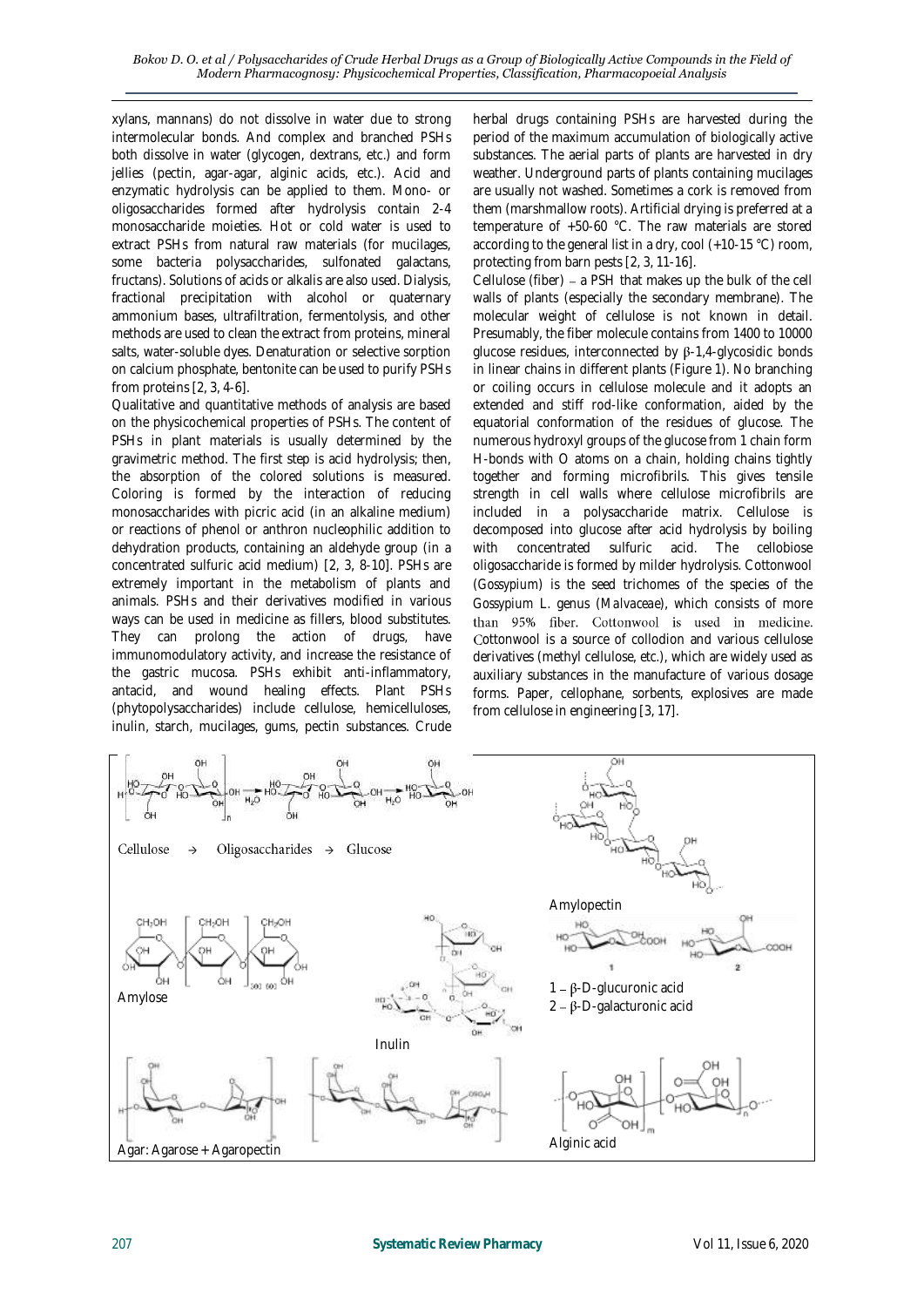xylans, mannans) do not dissolve in water due to strong intermolecular bonds. And complex and branched PSHs both dissolve in water (glycogen, dextrans, etc.) and form jellies (pectin, agar-agar, alginic acids, etc.). Acid and enzymatic hydrolysis can be applied to them. Mono- or oligosaccharides formed after hydrolysis contain 2-4 monosaccharide moieties. Hot or cold water is used to extract PSHs from natural raw materials (for mucilages, some bacteria polysaccharides, sulfonated galactans, fructans). Solutions of acids or alkalis are also used. Dialysis, fractional precipitation with alcohol or quaternary ammonium bases, ultrafiltration, fermentolysis, and other methods are used to clean the extract from proteins, mineral salts, water-soluble dyes. Denaturation or selective sorption on calcium phosphate, bentonite can be used to purify PSHs from proteins [2, 3, 4-6].

Qualitative and quantitative methods of analysis are based on the physicochemical properties of PSHs. The content of PSHs in plant materials is usually determined by the gravimetric method. The first step is acid hydrolysis; then, the absorption of the colored solutions is measured. Coloring is formed by the interaction of reducing monosaccharides with picric acid (in an alkaline medium) or reactions of phenol or anthron nucleophilic addition to dehydration products, containing an aldehyde group (in a concentrated sulfuric acid medium) [2, 3, 8-10]. PSHs are extremely important in the metabolism of plants and animals. PSHs and their derivatives modified in various ways can be used in medicine as fillers, blood substitutes. They can prolong the action of drugs, have immunomodulatory activity, and increase the resistance of the gastric mucosa. PSHs exhibit anti-inflammatory, antacid, and wound healing effects. Plant PSHs (phytopolysaccharides) include cellulose, hemicelluloses, inulin, starch, mucilages, gums, pectin substances. Crude herbal drugs containing PSHs are harvested during the period of the maximum accumulation of biologically active substances. The aerial parts of plants are harvested in dry weather. Underground parts of plants containing mucilages are usually not washed. Sometimes a cork is removed from them (marshmallow roots). Artificial drying is preferred at a temperature of +50-60 °C. The raw materials are stored according to the general list in a dry, cool (+10-15 °C) room, protecting from barn pests [2, 3, 11-16].

Cellulose (fiber) – a PSH that makes up the bulk of the cell walls of plants (especially the secondary membrane). The molecular weight of cellulose is not known in detail. Presumably, the fiber molecule contains from 1400 to 10000 glucose residues, interconnected by β-1,4-glycosidic bonds in linear chains in different plants (Figure 1). No branching or coiling occurs in cellulose molecule and it adopts an extended and stiff rod-like conformation, aided by the equatorial conformation of the residues of glucose. The numerous hydroxyl groups of the glucose from 1 chain form H-bonds with O atoms on a chain, holding chains tightly together and forming microfibrils. This gives tensile strength in cell walls where cellulose microfibrils are included in a polysaccharide matrix. Cellulose is decomposed into glucose after acid hydrolysis by boiling with concentrated sulfuric acid. The cellobiose oligosaccharide is formed by milder hydrolysis. Cottonwool (*Gossypium*) is the seed trichomes of the species of the *Gossypium* L. genus (*Malvaceae*), which consists of more than 95% fiber. Cottonwool is used in medicine. Cottonwool is a source of collodion and various cellulose derivatives (methyl cellulose, etc.), which are widely used as auxiliary substances in the manufacture of various dosage forms. Paper, cellophane, sorbents, explosives are made from cellulose in engineering [3, 17].

Cellulose → Oligosaccharides → Glucose

Amylopectin

Amylose

Inulin

1 – β-D-glucuronic acid
2 – β-D-galacturonic acid

Agar: Agarose + Agaropectin

Alginic acid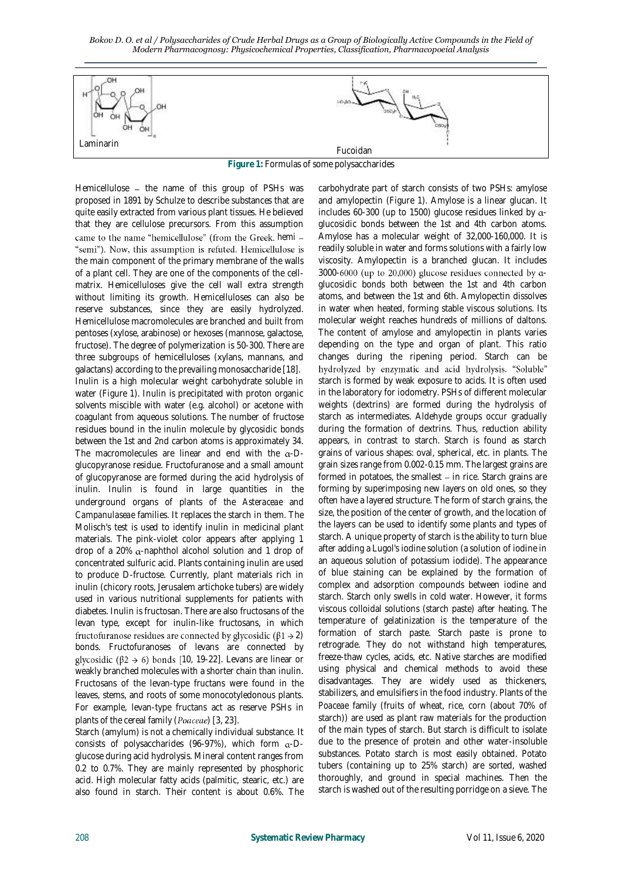Laminarin

Fucoidan

**Figure 1:** Formulas of some polysaccharides

Hemicellulose – the name of this group of PSHs was proposed in 1891 by Schulze to describe substances that are quite easily extracted from various plant tissues. He believed that they are cellulose precursors. From this assumption came to the name "hemicellulose" (from the Greek. hemi – "semi"). Now, this assumption is refuted. Hemicellulose is the main component of the primary membrane of the walls of a plant cell. They are one of the components of the cell-matrix. Hemicelluloses give the cell wall extra strength without limiting its growth. Hemicelluloses can also be reserve substances, since they are easily hydrolyzed. Hemicellulose macromolecules are branched and built from pentoses (xylose, arabinose) or hexoses (mannose, galactose, fructose). The degree of polymerization is 50-300. There are three subgroups of hemicelluloses (xylans, mannans, and galactans) according to the prevailing monosaccharide [18].

Inulin is a high molecular weight carbohydrate soluble in water (Figure 1). Inulin is precipitated with proton organic solvents miscible with water (e.g. alcohol) or acetone with coagulant from aqueous solutions. The number of fructose residues bound in the inulin molecule by glycosidic bonds between the 1st and 2nd carbon atoms is approximately 34. The macromolecules are linear and end with the $\alpha$-D-glucopyranose residue. Fructofuranose and a small amount of glucopyranose are formed during the acid hydrolysis of inulin. Inulin is found in large quantities in the underground organs of plants of the *Asteraceae* and *Campanulaseae* families. It replaces the starch in them. The Molisch's test is used to identify inulin in medicinal plant materials. The pink-violet color appears after applying 1 drop of a 20% $\alpha$-naphthol alcohol solution and 1 drop of concentrated sulfuric acid. Plants containing inulin are used to produce D-fructose. Currently, plant materials rich in inulin (chicory roots, Jerusalem artichoke tubers) are widely used in various nutritional supplements for patients with diabetes. Inulin is fructosan. There are also fructosans of the levan type, except for inulin-like fructosans, in which fructofuranose residues are connected by glycosidic ($\beta 1 \rightarrow 2$) bonds. Fructofuranoses of levans are connected by glycosidic ($\beta 2 \rightarrow 6$) bonds [10, 19-22]. Levans are linear or weakly branched molecules with a shorter chain than inulin. Fructosans of the levan-type fructans were found in the leaves, stems, and roots of some monocotyledonous plants. For example, levan-type fructans act as reserve PSHs in plants of the cereal family (*Poaceae*) [3, 23].

Starch (amylum) is not a chemically individual substance. It consists of polysaccharides (96-97%), which form $\alpha$-D-glucose during acid hydrolysis. Mineral content ranges from 0.2 to 0.7%. They are mainly represented by phosphoric acid. High molecular fatty acids (palmitic, stearic, etc.) are also found in starch. Their content is about 0.6%. The carbohydrate part of starch consists of two PSHs: amylose and amylopectin (Figure 1). Amylose is a linear glucan. It includes 60-300 (up to 1500) glucose residues linked by $\alpha$-glucosidic bonds between the 1st and 4th carbon atoms. Amylose has a molecular weight of 32,000-160,000. It is readily soluble in water and forms solutions with a fairly low viscosity. Amylopectin is a branched glucan. It includes 3000-6000 (up to 20,000) glucose residues connected by $\alpha$-glucosidic bonds both between the 1st and 4th carbon atoms, and between the 1st and 6th. Amylopectin dissolves in water when heated, forming stable viscous solutions. Its molecular weight reaches hundreds of millions of daltons. The content of amylose and amylopectin in plants varies depending on the type and organ of plant. This ratio changes during the ripening period. Starch can be hydrolyzed by enzymatic and acid hydrolysis. "Soluble" starch is formed by weak exposure to acids. It is often used in the laboratory for iodometry. PSHs of different molecular weights (dextrins) are formed during the hydrolysis of starch as intermediates. Aldehyde groups occur gradually during the formation of dextrins. Thus, reduction ability appears, in contrast to starch. Starch is found as starch grains of various shapes: oval, spherical, etc. in plants. The grain sizes range from 0.002-0.15 mm. The largest grains are formed in potatoes, the smallest – in rice. Starch grains are forming by superimposing new layers on old ones, so they often have a layered structure. The form of starch grains, the size, the position of the center of growth, and the location of the layers can be used to identify some plants and types of starch. A unique property of starch is the ability to turn blue after adding a Lugol's iodine solution (a solution of iodine in an aqueous solution of potassium iodide). The appearance of blue staining can be explained by the formation of complex and adsorption compounds between iodine and starch. Starch only swells in cold water. However, it forms viscous colloidal solutions (starch paste) after heating. The temperature of gelatinization is the temperature of the formation of starch paste. Starch paste is prone to retrograde. They do not withstand high temperatures, freeze-thaw cycles, acids, etc. Native starches are modified using physical and chemical methods to avoid these disadvantages. They are widely used as thickeners, stabilizers, and emulsifiers in the food industry. Plants of the *Poaceae* family (fruits of wheat, rice, corn (about 70% of starch)) are used as plant raw materials for the production of the main types of starch. But starch is difficult to isolate due to the presence of protein and other water-insoluble substances. Potato starch is most easily obtained. Potato tubers (containing up to 25% starch) are sorted, washed thoroughly, and ground in special machines. Then the starch is washed out of the resulting porridge on a sieve. The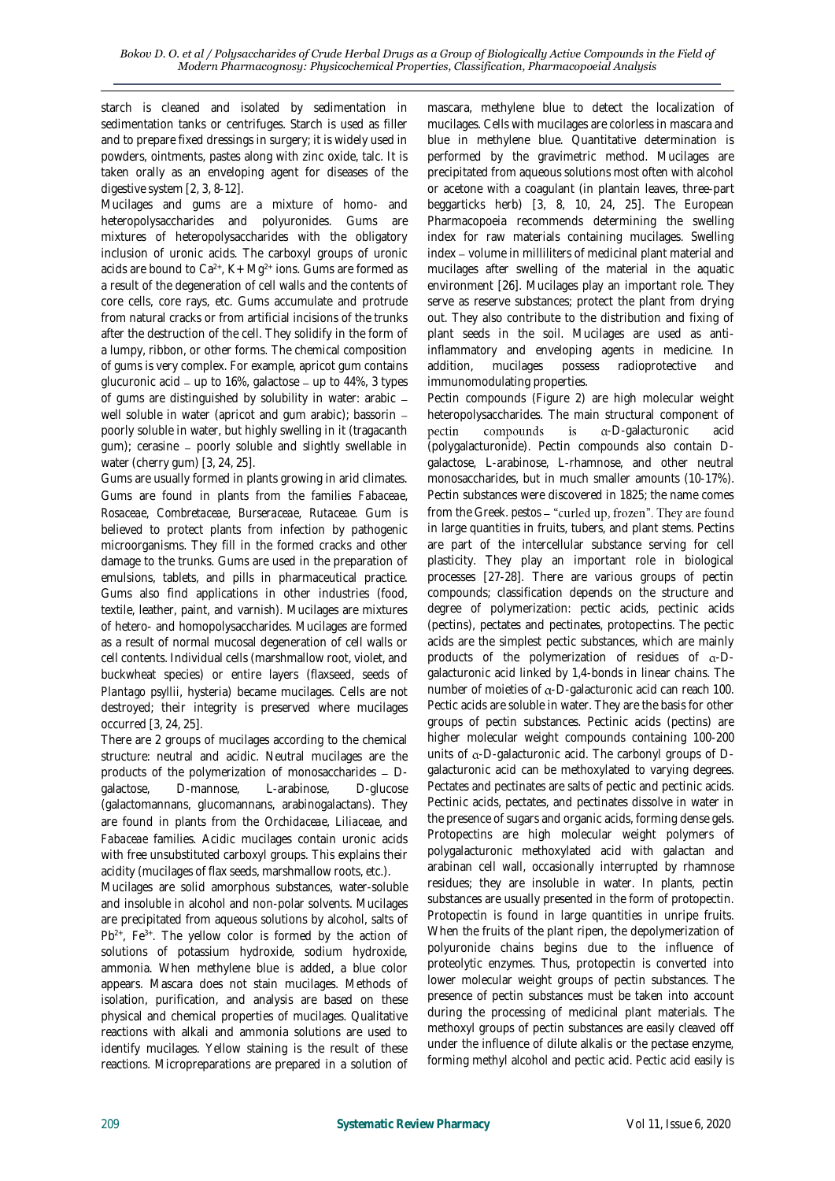starch is cleaned and isolated by sedimentation in sedimentation tanks or centrifuges. Starch is used as filler and to prepare fixed dressings in surgery; it is widely used in powders, ointments, pastes along with zinc oxide, talc. It is taken orally as an enveloping agent for diseases of the digestive system [2, 3, 8-12].

Mucilages and gums are a mixture of homo- and heteropolysaccharides and polyuronides. Gums are mixtures of heteropolysaccharides with the obligatory inclusion of uronic acids. The carboxyl groups of uronic acids are bound to $Ca^{2+}$, K+ $Mg^{2+}$ ions. Gums are formed as a result of the degeneration of cell walls and the contents of core cells, core rays, etc. Gums accumulate and protrude from natural cracks or from artificial incisions of the trunks after the destruction of the cell. They solidify in the form of a lumpy, ribbon, or other forms. The chemical composition of gums is very complex. For example, apricot gum contains glucuronic acid – up to 16%, galactose – up to 44%, 3 types of gums are distinguished by solubility in water: arabic – well soluble in water (apricot and gum arabic); bassorin – poorly soluble in water, but highly swelling in it (tragacanth gum); cerasine – poorly soluble and slightly swellable in water (cherry gum) [3, 24, 25].

Gums are usually formed in plants growing in arid climates. Gums are found in plants from the families *Fabaceae*, *Rosaceae*, *Combretaceae*, *Burseraceae*, *Rutaceae*. Gum is believed to protect plants from infection by pathogenic microorganisms. They fill in the formed cracks and other damage to the trunks. Gums are used in the preparation of emulsions, tablets, and pills in pharmaceutical practice. Gums also find applications in other industries (food, textile, leather, paint, and varnish). Mucilages are mixtures of hetero- and homopolysaccharides. Mucilages are formed as a result of normal mucosal degeneration of cell walls or cell contents. Individual cells (marshmallow root, violet, and buckwheat species) or entire layers (flaxseed, seeds of *Plantago psyllii*, hysteria) became mucilages. Cells are not destroyed; their integrity is preserved where mucilages occurred [3, 24, 25].

There are 2 groups of mucilages according to the chemical structure: neutral and acidic. Neutral mucilages are the products of the polymerization of monosaccharides – D-galactose, D-mannose, L-arabinose, D-glucose (galactomannans, glucomannans, arabinogalactans). They are found in plants from the *Orchidaceae*, *Liliaceae*, and *Fabaceae* families. Acidic mucilages contain uronic acids with free unsubstituted carboxyl groups. This explains their acidity (mucilages of flax seeds, marshmallow roots, etc.).

Mucilages are solid amorphous substances, water-soluble and insoluble in alcohol and non-polar solvents. Mucilages are precipitated from aqueous solutions by alcohol, salts of $Pb^{2+}$, $Fe^{3+}$. The yellow color is formed by the action of solutions of potassium hydroxide, sodium hydroxide, ammonia. When methylene blue is added, a blue color appears. Mascara does not stain mucilages. Methods of isolation, purification, and analysis are based on these physical and chemical properties of mucilages. Qualitative reactions with alkali and ammonia solutions are used to identify mucilages. Yellow staining is the result of these reactions. Micropreparations are prepared in a solution of mascara, methylene blue to detect the localization of mucilages. Cells with mucilages are colorless in mascara and blue in methylene blue. Quantitative determination is performed by the gravimetric method. Mucilages are precipitated from aqueous solutions most often with alcohol or acetone with a coagulant (in plantain leaves, three-part beggarticks herb) [3, 8, 10, 24, 25]. The European Pharmacopoeia recommends determining the swelling index for raw materials containing mucilages. Swelling index – volume in milliliters of medicinal plant material and mucilages after swelling of the material in the aquatic environment [26]. Mucilages play an important role. They serve as reserve substances; protect the plant from drying out. They also contribute to the distribution and fixing of plant seeds in the soil. Mucilages are used as anti-inflammatory and enveloping agents in medicine. In addition, mucilages possess radioprotective and immunomodulating properties.

Pectin compounds (Figure 2) are high molecular weight heteropolysaccharides. The main structural component of pectin compounds is α-D-galacturonic acid (polygalacturonide). Pectin compounds also contain D-galactose, L-arabinose, L-rhamnose, and other neutral monosaccharides, but in much smaller amounts (10-17%). Pectin substances were discovered in 1825; the name comes from the Greek. pestos – "curled up, frozen". They are found in large quantities in fruits, tubers, and plant stems. Pectins are part of the intercellular substance serving for cell plasticity. They play an important role in biological processes [27-28]. There are various groups of pectin compounds; classification depends on the structure and degree of polymerization: pectic acids, pectinic acids (pectins), pectates and pectinates, protopectins. The pectic acids are the simplest pectic substances, which are mainly products of the polymerization of residues of α-D-galacturonic acid linked by 1,4-bonds in linear chains. The number of moieties of α-D-galacturonic acid can reach 100. Pectic acids are soluble in water. They are the basis for other groups of pectin substances. Pectinic acids (pectins) are higher molecular weight compounds containing 100-200 units of α-D-galacturonic acid. The carbonyl groups of D-galacturonic acid can be methoxylated to varying degrees. Pectates and pectinates are salts of pectic and pectinic acids. Pectinic acids, pectates, and pectinates dissolve in water in the presence of sugars and organic acids, forming dense gels. Protopectins are high molecular weight polymers of polygalacturonic methoxylated acid with galactan and arabinan cell wall, occasionally interrupted by rhamnose residues; they are insoluble in water. In plants, pectin substances are usually presented in the form of protopectin. Protopectin is found in large quantities in unripe fruits. When the fruits of the plant ripen, the depolymerization of polyuronide chains begins due to the influence of proteolytic enzymes. Thus, protopectin is converted into lower molecular weight groups of pectin substances. The presence of pectin substances must be taken into account during the processing of medicinal plant materials. The methoxyl groups of pectin substances are easily cleaved off under the influence of dilute alkalis or the pectase enzyme, forming methyl alcohol and pectic acid. Pectic acid easily is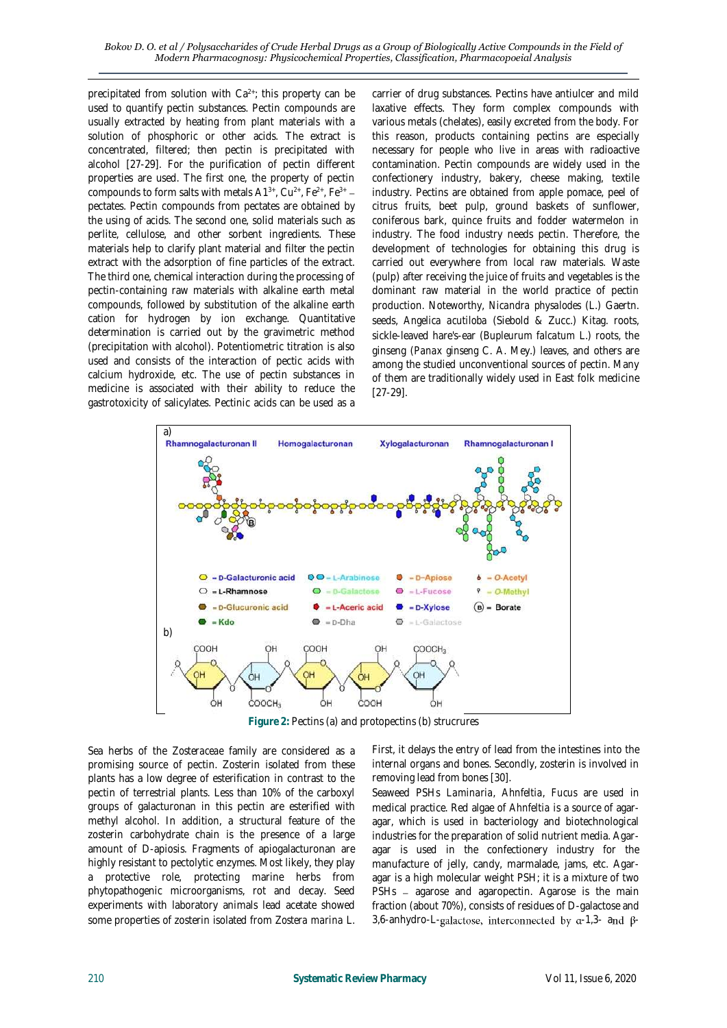precipitated from solution with $Ca^{2+}$; this property can be used to quantify pectin substances. Pectin compounds are usually extracted by heating from plant materials with a solution of phosphoric or other acids. The extract is concentrated, filtered; then pectin is precipitated with alcohol [27-29]. For the purification of pectin different properties are used. The first one, the property of pectin compounds to form salts with metals $A1^{3+}$, $Cu^{2+}$, $Fe^{2+}$, $Fe^{3+}$ – pectates. Pectin compounds from pectates are obtained by the using of acids. The second one, solid materials such as perlite, cellulose, and other sorbent ingredients. These materials help to clarify plant material and filter the pectin extract with the adsorption of fine particles of the extract. The third one, chemical interaction during the processing of pectin-containing raw materials with alkaline earth metal compounds, followed by substitution of the alkaline earth cation for hydrogen by ion exchange. Quantitative determination is carried out by the gravimetric method (precipitation with alcohol). Potentiometric titration is also used and consists of the interaction of pectic acids with calcium hydroxide, etc. The use of pectin substances in medicine is associated with their ability to reduce the gastrotoxicity of salicylates. Pectinic acids can be used as a carrier of drug substances. Pectins have antiulcer and mild laxative effects. They form complex compounds with various metals (chelates), easily excreted from the body. For this reason, products containing pectins are especially necessary for people who live in areas with radioactive contamination. Pectin compounds are widely used in the confectionery industry, bakery, cheese making, textile industry. Pectins are obtained from apple pomace, peel of citrus fruits, beet pulp, ground baskets of sunflower, coniferous bark, quince fruits and fodder watermelon in industry. The food industry needs pectin. Therefore, the development of technologies for obtaining this drug is carried out everywhere from local raw materials. Waste (pulp) after receiving the juice of fruits and vegetables is the dominant raw material in the world practice of pectin production. Noteworthy, *Nicandra physalodes* (L.) Gaertn. seeds, *Angelica acutiloba* (Siebold & Zucc.) Kitag. roots, sickle-leaved hare's-ear (*Bupleurum falcatum* L.) roots, the ginseng (*Panax ginseng* C. A. Mey.) leaves, and others are among the studied unconventional sources of pectin. Many of them are traditionally widely used in East folk medicine [27-29].

**Figure 2:** Pectins (a) and protopectins (b) strucrures

Sea herbs of the *Zosteraceae* family are considered as a promising source of pectin. Zosterin isolated from these plants has a low degree of esterification in contrast to the pectin of terrestrial plants. Less than 10% of the carboxyl groups of galacturonan in this pectin are esterified with methyl alcohol. In addition, a structural feature of the zosterin carbohydrate chain is the presence of a large amount of D-apiosis. Fragments of apiogalacturonan are highly resistant to pectolytic enzymes. Most likely, they play a protective role, protecting marine herbs from phytopathogenic microorganisms, rot and decay. Seed experiments with laboratory animals lead acetate showed some properties of zosterin isolated from *Zostera marina* L. First, it delays the entry of lead from the intestines into the internal organs and bones. Secondly, zosterin is involved in removing lead from bones [30].

Seaweed PSHs *Laminaria*, *Ahnfeltia*, *Fucus* are used in medical practice. Red algae of *Ahnfeltia* is a source of agar-agar, which is used in bacteriology and biotechnological industries for the preparation of solid nutrient media. Agar-agar is used in the confectionery industry for the manufacture of jelly, candy, marmalade, jams, etc. Agar-agar is a high molecular weight PSH; it is a mixture of two PSHs – agarose and agaropectin. Agarose is the main fraction (about 70%), consists of residues of D-galactose and 3,6-anhydro-L-galactose, interconnected by α-1,3- and β-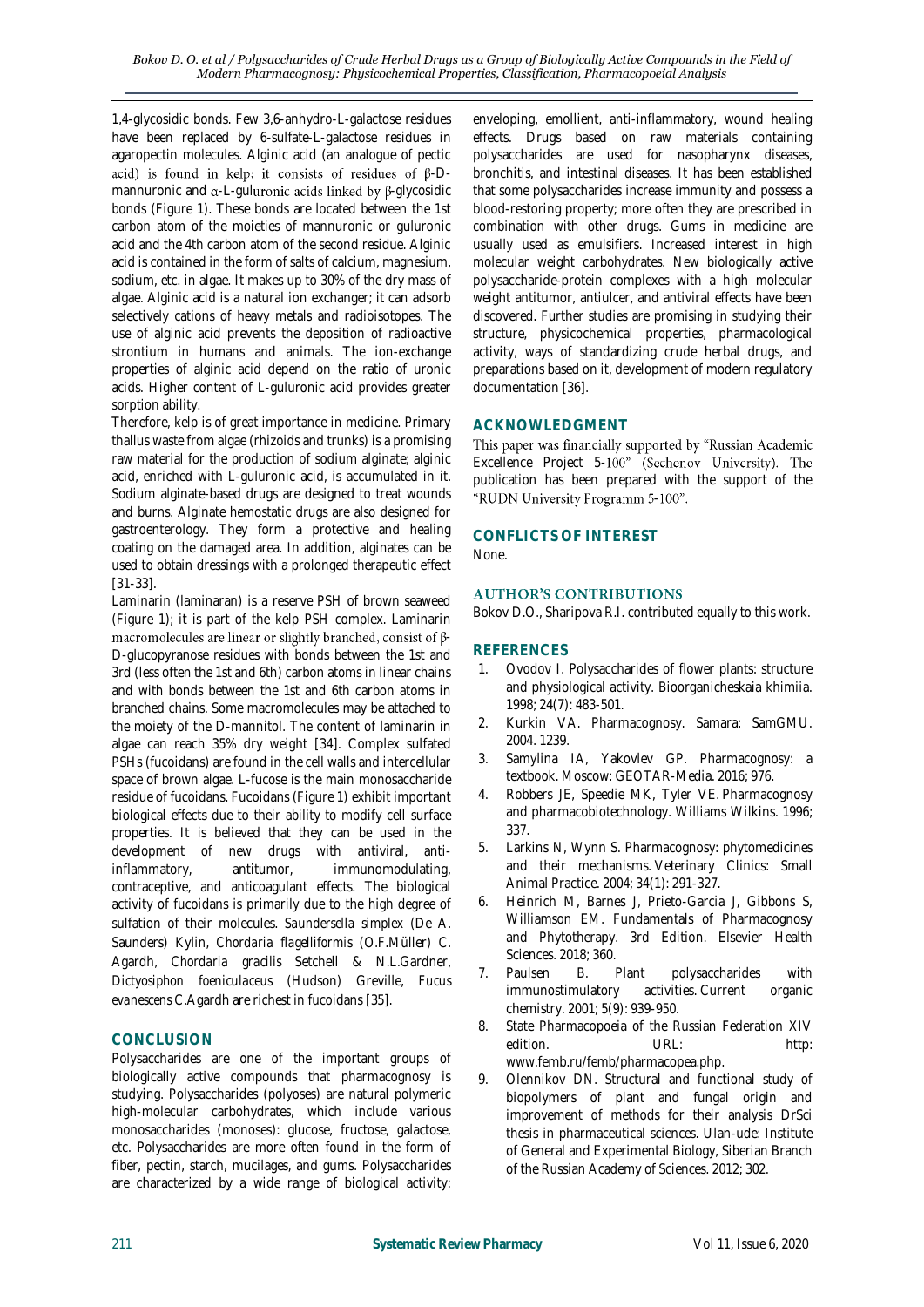1,4-glycosidic bonds. Few 3,6-anhydro-L-galactose residues have been replaced by 6-sulfate-L-galactose residues in agaropectin molecules. Alginic acid (an analogue of pectic acid) is found in kelp; it consists of residues of β-D-mannuronic and α-L-guluronic acids linked by β-glycosidic bonds (Figure 1). These bonds are located between the 1st carbon atom of the moieties of mannuronic or guluronic acid and the 4th carbon atom of the second residue. Alginic acid is contained in the form of salts of calcium, magnesium, sodium, etc. in algae. It makes up to 30% of the dry mass of algae. Alginic acid is a natural ion exchanger; it can adsorb selectively cations of heavy metals and radioisotopes. The use of alginic acid prevents the deposition of radioactive strontium in humans and animals. The ion-exchange properties of alginic acid depend on the ratio of uronic acids. Higher content of L-guluronic acid provides greater sorption ability.

Therefore, kelp is of great importance in medicine. Primary thallus waste from algae (rhizoids and trunks) is a promising raw material for the production of sodium alginate; alginic acid, enriched with L-guluronic acid, is accumulated in it. Sodium alginate-based drugs are designed to treat wounds and burns. Alginate hemostatic drugs are also designed for gastroenterology. They form a protective and healing coating on the damaged area. In addition, alginates can be used to obtain dressings with a prolonged therapeutic effect [31-33].

Laminarin (laminaran) is a reserve PSH of brown seaweed (Figure 1); it is part of the kelp PSH complex. Laminarin macromolecules are linear or slightly branched, consist of β-D-glucopyranose residues with bonds between the 1st and 3rd (less often the 1st and 6th) carbon atoms in linear chains and with bonds between the 1st and 6th carbon atoms in branched chains. Some macromolecules may be attached to the moiety of the D-mannitol. The content of laminarin in algae can reach 35% dry weight [34]. Complex sulfated PSHs (fucoidans) are found in the cell walls and intercellular space of brown algae. L-fucose is the main monosaccharide residue of fucoidans. Fucoidans (Figure 1) exhibit important biological effects due to their ability to modify cell surface properties. It is believed that they can be used in the development of new drugs with antiviral, anti-inflammatory, antitumor, immunomodulating, contraceptive, and anticoagulant effects. The biological activity of fucoidans is primarily due to the high degree of sulfation of their molecules. *Saundersella simplex* (De A. Saunders) Kylin, *Chordaria flagelliformis* (O.F.Müller) C. Agardh, *Chordaria gracilis* Setchell & N.L.Gardner, *Dictyosiphon foeniculaceus* (Hudson) Greville, *Fucus evanescens* C.Agardh are richest in fucoidans [35].

## CONCLUSION

Polysaccharides are one of the important groups of biologically active compounds that pharmacognosy is studying. Polysaccharides (polyoses) are natural polymeric high-molecular carbohydrates, which include various monosaccharides (monoses): glucose, fructose, galactose, etc. Polysaccharides are more often found in the form of fiber, pectin, starch, mucilages, and gums. Polysaccharides are characterized by a wide range of biological activity: enveloping, emollient, anti-inflammatory, wound healing effects. Drugs based on raw materials containing polysaccharides are used for nasopharynx diseases, bronchitis, and intestinal diseases. It has been established that some polysaccharides increase immunity and possess a blood-restoring property; more often they are prescribed in combination with other drugs. Gums in medicine are usually used as emulsifiers. Increased interest in high molecular weight carbohydrates. New biologically active polysaccharide-protein complexes with a high molecular weight antitumor, antiulcer, and antiviral effects have been discovered. Further studies are promising in studying their structure, physicochemical properties, pharmacological activity, ways of standardizing crude herbal drugs, and preparations based on it, development of modern regulatory documentation [36].

## ACKNOWLEDGMENT

This paper was financially supported by "Russian Academic Excellence Project 5-100" (Sechenov University). The publication has been prepared with the support of the "RUDN University Programm 5-100".

## CONFLICTS OF INTEREST

None.

## AUTHOR'S CONTRIBUTIONS

Bokov D.O., Sharipova R.I. contributed equally to this work.

## REFERENCES

1. Ovodov I. Polysaccharides of flower plants: structure and physiological activity. Bioorganicheskaia khimiia. 1998; 24(7): 483-501.
2. Kurkin VA. Pharmacognosy. Samara: SamGMU. 2004. 1239.
3. Samylina IA, Yakovlev GP. Pharmacognosy: a textbook. Moscow: GEOTAR-Media. 2016; 976.
4. Robbers JE, Speedie MK, Tyler VE. Pharmacognosy and pharmacobiotechnology. Williams Wilkins. 1996; 337.
5. Larkins N, Wynn S. Pharmacognosy: phytomedicines and their mechanisms. Veterinary Clinics: Small Animal Practice. 2004; 34(1): 291-327.
6. Heinrich M, Barnes J, Prieto-Garcia J, Gibbons S, Williamson EM. Fundamentals of Pharmacognosy and Phytotherapy. 3rd Edition. Elsevier Health Sciences. 2018; 360.
7. Paulsen B. Plant polysaccharides with immunostimulatory activities. Current organic chemistry. 2001; 5(9): 939-950.
8. State Pharmacopoeia of the Russian Federation XIV edition. URL: http: www.femb.ru/femb/pharmacopea.php.
9. Olennikov DN. Structural and functional study of biopolymers of plant and fungal origin and improvement of methods for their analysis DrSci thesis in pharmaceutical sciences. Ulan-ude: Institute of General and Experimental Biology, Siberian Branch of the Russian Academy of Sciences. 2012; 302.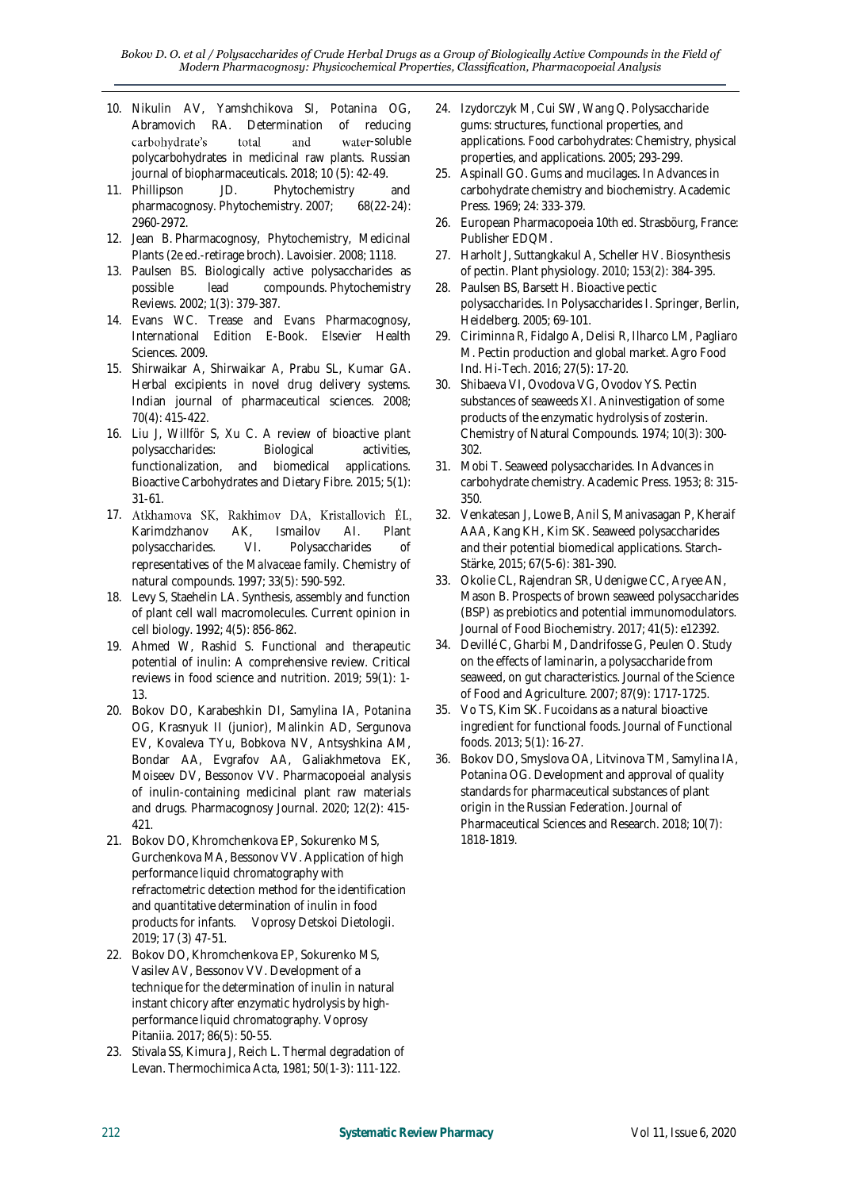10. Nikulin AV, Yamshchikova SI, Potanina OG, Abramovich RA. Determination of reducing carbohydrate's total and water-soluble polycarbohydrates in medicinal raw plants. Russian journal of biopharmaceuticals. 2018; 10 (5): 42-49.
11. Phillipson JD. Phytochemistry and pharmacognosy. Phytochemistry. 2007; 68(22-24): 2960-2972.
12. Jean B. Pharmacognosy, Phytochemistry, Medicinal Plants (2e ed.-retirage broch). Lavoisier. 2008; 1118.
13. Paulsen BS. Biologically active polysaccharides as possible lead compounds. Phytochemistry Reviews. 2002; 1(3): 379-387.
14. Evans WC. Trease and Evans Pharmacognosy, International Edition E-Book. Elsevier Health Sciences. 2009.
15. Shirwaikar A, Shirwaikar A, Prabu SL, Kumar GA. Herbal excipients in novel drug delivery systems. Indian journal of pharmaceutical sciences. 2008; 70(4): 415-422.
16. Liu J, Willför S, Xu C. A review of bioactive plant polysaccharides: Biological activities, functionalization, and biomedical applications. Bioactive Carbohydrates and Dietary Fibre. 2015; 5(1): 31-61.
17. Atkhamova SK, Rakhimov DA, Kristallovich ÉL, Karimdzhanov AK, Ismailov AI. Plant polysaccharides. VI. Polysaccharides of representatives of the *Malvaceae* family. Chemistry of natural compounds. 1997; 33(5): 590-592.
18. Levy S, Staehelin LA. Synthesis, assembly and function of plant cell wall macromolecules. Current opinion in cell biology. 1992; 4(5): 856-862.
19. Ahmed W, Rashid S. Functional and therapeutic potential of inulin: A comprehensive review. Critical reviews in food science and nutrition. 2019; 59(1): 1-13.
20. Bokov DO, Karabeshkin DI, Samylina IA, Potanina OG, Krasnyuk II (junior), Malinkin AD, Sergunova EV, Kovaleva TYu, Bobkova NV, Antsyshkina AM, Bondar AA, Evgrafov AA, Galiakhmetova EK, Moiseev DV, Bessonov VV. Pharmacopoeial analysis of inulin-containing medicinal plant raw materials and drugs. Pharmacognosy Journal. 2020; 12(2): 415-421.
21. Bokov DO, Khromchenkova EP, Sokurenko MS, Gurchenkova MA, Bessonov VV. Application of high performance liquid chromatography with refractometric detection method for the identification and quantitative determination of inulin in food products for infants. Voprosy Detskoi Dietologii. 2019; 17 (3) 47-51.
22. Bokov DO, Khromchenkova EP, Sokurenko MS, Vasilev AV, Bessonov VV. Development of a technique for the determination of inulin in natural instant chicory after enzymatic hydrolysis by high-performance liquid chromatography. Voprosy Pitaniia. 2017; 86(5): 50-55.
23. Stivala SS, Kimura J, Reich L. Thermal degradation of Levan. Thermochimica Acta, 1981; 50(1-3): 111-122.
24. Izydorczyk M, Cui SW, Wang Q. Polysaccharide gums: structures, functional properties, and applications. Food carbohydrates: Chemistry, physical properties, and applications. 2005; 293-299.
25. Aspinall GO. Gums and mucilages. In Advances in carbohydrate chemistry and biochemistry. Academic Press. 1969; 24: 333-379.
26. European Pharmacopoeia 10th ed. Strasböurg, France: Publisher EDQM.
27. Harholt J, Suttangkakul A, Scheller HV. Biosynthesis of pectin. Plant physiology. 2010; 153(2): 384-395.
28. Paulsen BS, Barsett H. Bioactive pectic polysaccharides. In Polysaccharides I. Springer, Berlin, Heidelberg. 2005; 69-101.
29. Ciriminna R, Fidalgo A, Delisi R, Ilharco LM, Pagliaro M. Pectin production and global market. Agro Food Ind. Hi-Tech. 2016; 27(5): 17-20.
30. Shibaeva VI, Ovodova VG, Ovodov YS. Pectin substances of seaweeds XI. Aninvestigation of some products of the enzymatic hydrolysis of zosterin. Chemistry of Natural Compounds. 1974; 10(3): 300-302.
31. Mobi T. Seaweed polysaccharides. In Advances in carbohydrate chemistry. Academic Press. 1953; 8: 315-350.
32. Venkatesan J, Lowe B, Anil S, Manivasagan P, Kheraif AAA, Kang KH, Kim SK. Seaweed polysaccharides and their potential biomedical applications. Starch-Stärke, 2015; 67(5-6): 381-390.
33. Okolie CL, Rajendran SR, Udenigwe CC, Aryee AN, Mason B. Prospects of brown seaweed polysaccharides (BSP) as prebiotics and potential immunomodulators. Journal of Food Biochemistry. 2017; 41(5): e12392.
34. Devillé C, Gharbi M, Dandrifosse G, Peulen O. Study on the effects of laminarin, a polysaccharide from seaweed, on gut characteristics. Journal of the Science of Food and Agriculture. 2007; 87(9): 1717-1725.
35. Vo TS, Kim SK. Fucoidans as a natural bioactive ingredient for functional foods. Journal of Functional foods. 2013; 5(1): 16-27.
36. Bokov DO, Smyslova OA, Litvinova TM, Samylina IA, Potanina OG. Development and approval of quality standards for pharmaceutical substances of plant origin in the Russian Federation. Journal of Pharmaceutical Sciences and Research. 2018; 10(7): 1818-1819.